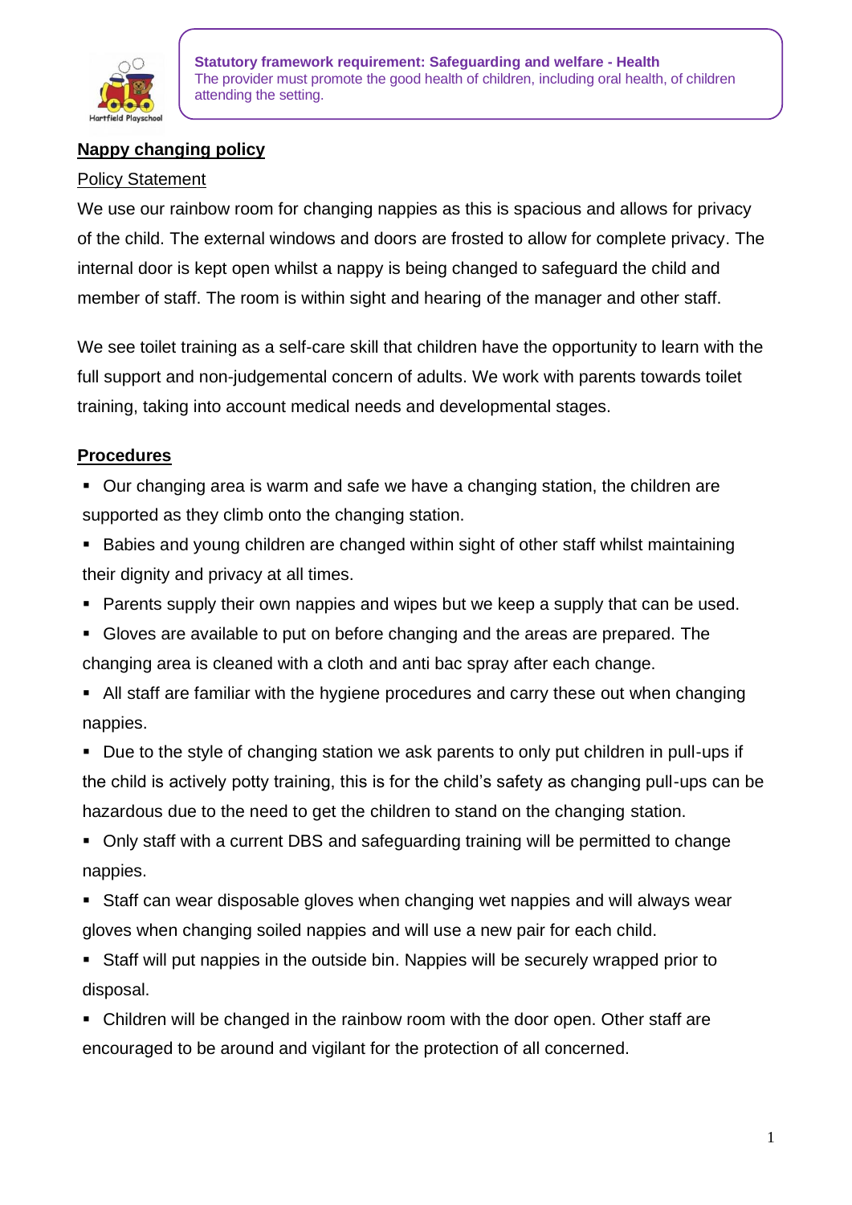**Statutory framework requirement: Safeguarding and welfare - Health**
The provider must promote the good health of children, including oral health, of children attending the setting.

# Nappy changing policy

## Policy Statement

We use our rainbow room for changing nappies as this is spacious and allows for privacy of the child. The external windows and doors are frosted to allow for complete privacy. The internal door is kept open whilst a nappy is being changed to safeguard the child and member of staff. The room is within sight and hearing of the manager and other staff.

We see toilet training as a self-care skill that children have the opportunity to learn with the full support and non-judgemental concern of adults. We work with parents towards toilet training, taking into account medical needs and developmental stages.

## Procedures

- Our changing area is warm and safe we have a changing station, the children are supported as they climb onto the changing station.
- Babies and young children are changed within sight of other staff whilst maintaining their dignity and privacy at all times.
- Parents supply their own nappies and wipes but we keep a supply that can be used.
- Gloves are available to put on before changing and the areas are prepared. The changing area is cleaned with a cloth and anti bac spray after each change.
- All staff are familiar with the hygiene procedures and carry these out when changing nappies.
- Due to the style of changing station we ask parents to only put children in pull-ups if the child is actively potty training, this is for the child's safety as changing pull-ups can be hazardous due to the need to get the children to stand on the changing station.
- Only staff with a current DBS and safeguarding training will be permitted to change nappies.
- Staff can wear disposable gloves when changing wet nappies and will always wear gloves when changing soiled nappies and will use a new pair for each child.
- Staff will put nappies in the outside bin. Nappies will be securely wrapped prior to disposal.
- Children will be changed in the rainbow room with the door open. Other staff are encouraged to be around and vigilant for the protection of all concerned.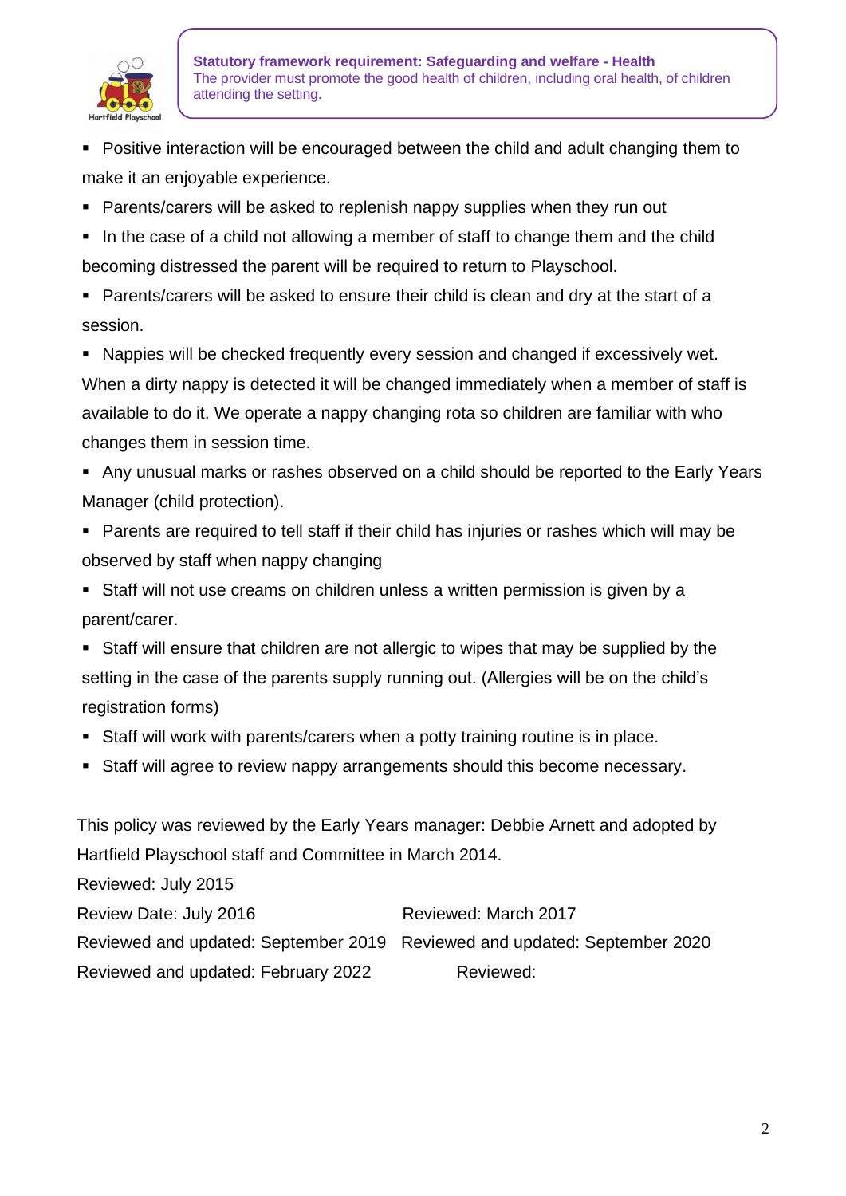**Statutory framework requirement: Safeguarding and welfare - Health**
The provider must promote the good health of children, including oral health, of children attending the setting.

- Positive interaction will be encouraged between the child and adult changing them to make it an enjoyable experience.
- Parents/carers will be asked to replenish nappy supplies when they run out
- In the case of a child not allowing a member of staff to change them and the child becoming distressed the parent will be required to return to Playschool.
- Parents/carers will be asked to ensure their child is clean and dry at the start of a session.
- Nappies will be checked frequently every session and changed if excessively wet. When a dirty nappy is detected it will be changed immediately when a member of staff is available to do it. We operate a nappy changing rota so children are familiar with who changes them in session time.
- Any unusual marks or rashes observed on a child should be reported to the Early Years Manager (child protection).
- Parents are required to tell staff if their child has injuries or rashes which will may be observed by staff when nappy changing
- Staff will not use creams on children unless a written permission is given by a parent/carer.
- Staff will ensure that children are not allergic to wipes that may be supplied by the setting in the case of the parents supply running out. (Allergies will be on the child's registration forms)
- Staff will work with parents/carers when a potty training routine is in place.
- Staff will agree to review nappy arrangements should this become necessary.

This policy was reviewed by the Early Years manager: Debbie Arnett and adopted by Hartfield Playschool staff and Committee in March 2014.

Reviewed: July 2015

Review Date: July 2016 Reviewed: March 2017

Reviewed and updated: September 2019 Reviewed and updated: September 2020

Reviewed and updated: February 2022 Reviewed: